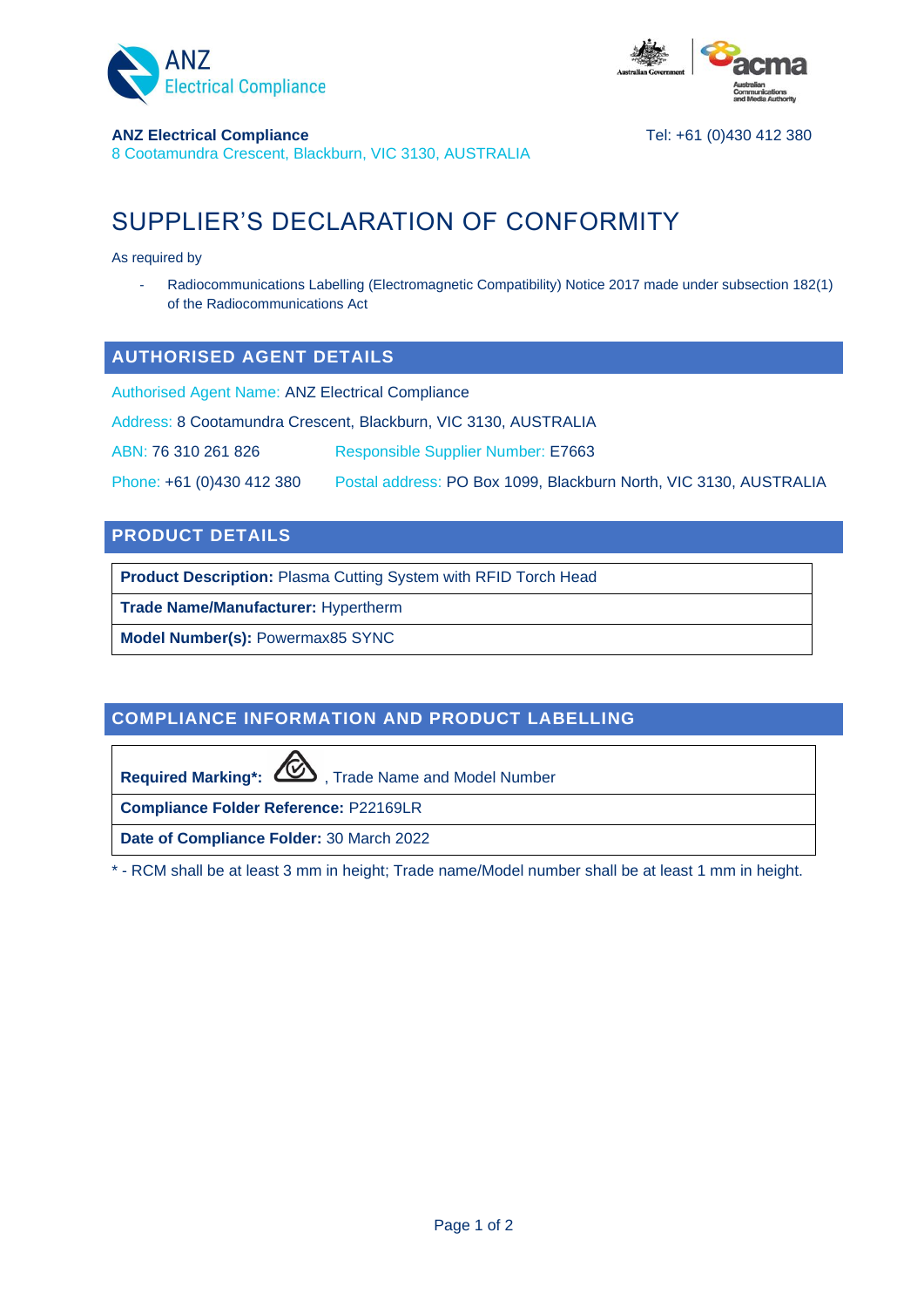**ANZ Electrical Compliance**
8 Cootamundra Crescent, Blackburn, VIC 3130, AUSTRALIA

Tel: +61 (0)430 412 380

# SUPPLIER'S DECLARATION OF CONFORMITY

As required by

- Radiocommunications Labelling (Electromagnetic Compatibility) Notice 2017 made under subsection 182(1) of the Radiocommunications Act

## AUTHORISED AGENT DETAILS

Authorised Agent Name: ANZ Electrical Compliance

Address: 8 Cootamundra Crescent, Blackburn, VIC 3130, AUSTRALIA

ABN: 76 310 261 826    Responsible Supplier Number: E7663

Phone: +61 (0)430 412 380    Postal address: PO Box 1099, Blackburn North, VIC 3130, AUSTRALIA

## PRODUCT DETAILS

| |
|---|
| **Product Description:** Plasma Cutting System with RFID Torch Head |
| **Trade Name/Manufacturer:** Hypertherm |
| **Model Number(s):** Powermax85 SYNC |

## COMPLIANCE INFORMATION AND PRODUCT LABELLING

| |
|---|
| **Required Marking*:** RCM, Trade Name and Model Number |
| **Compliance Folder Reference:** P22169LR |
| **Date of Compliance Folder:** 30 March 2022 |

* - RCM shall be at least 3 mm in height; Trade name/Model number shall be at least 1 mm in height.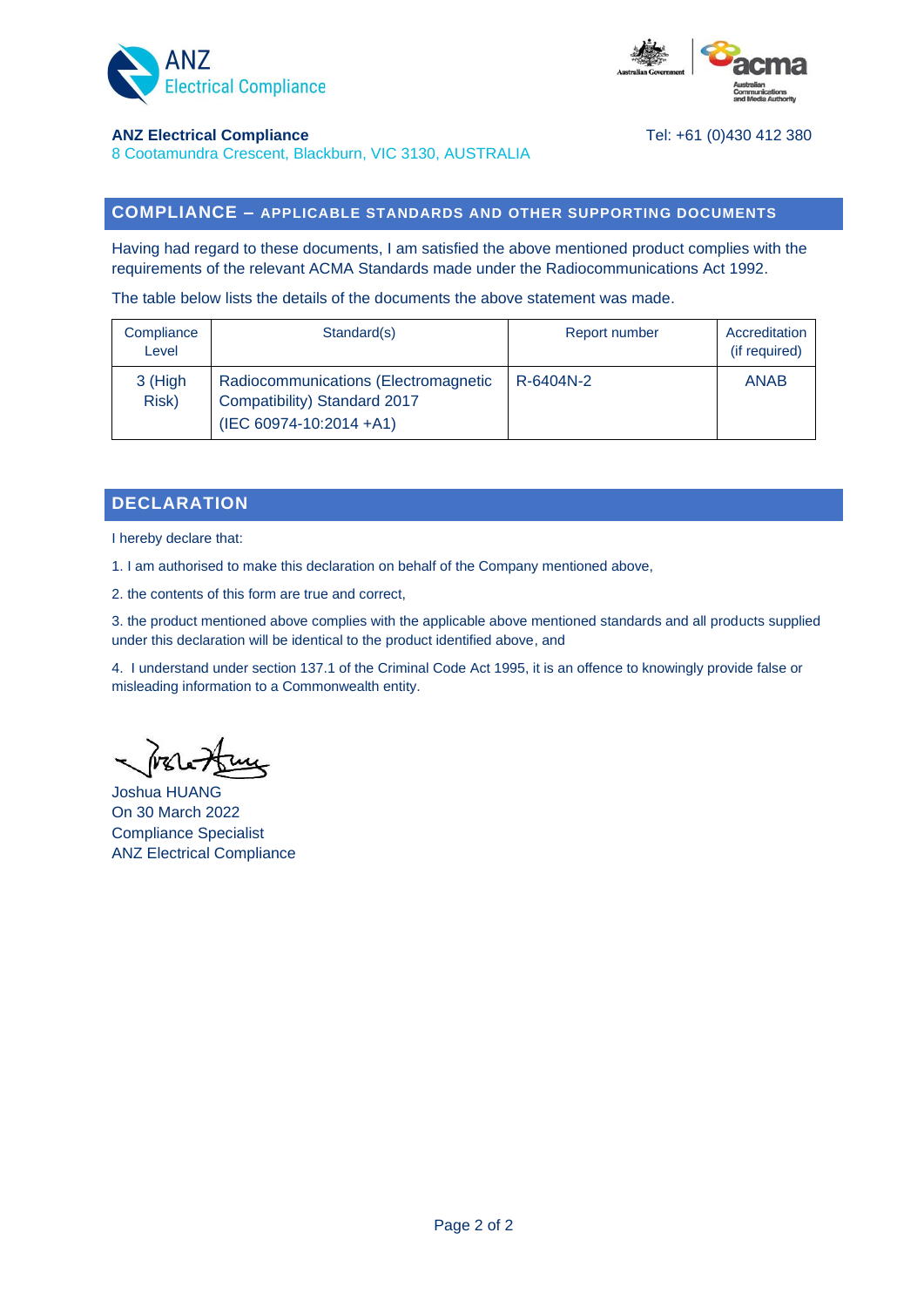**ANZ Electrical Compliance**
8 Cootamundra Crescent, Blackburn, VIC 3130, AUSTRALIA

Tel: +61 (0)430 412 380

## COMPLIANCE – APPLICABLE STANDARDS AND OTHER SUPPORTING DOCUMENTS

Having had regard to these documents, I am satisfied the above mentioned product complies with the requirements of the relevant ACMA Standards made under the Radiocommunications Act 1992.

The table below lists the details of the documents the above statement was made.

| Compliance Level | Standard(s) | Report number | Accreditation (if required) |
|---|---|---|---|
| 3 (High Risk) | Radiocommunications (Electromagnetic Compatibility) Standard 2017 (IEC 60974-10:2014 +A1) | R-6404N-2 | ANAB |

## DECLARATION

I hereby declare that:

1. I am authorised to make this declaration on behalf of the Company mentioned above,

2. the contents of this form are true and correct,

3. the product mentioned above complies with the applicable above mentioned standards and all products supplied under this declaration will be identical to the product identified above, and

4. I understand under section 137.1 of the Criminal Code Act 1995, it is an offence to knowingly provide false or misleading information to a Commonwealth entity.

Joshua HUANG
On 30 March 2022
Compliance Specialist
ANZ Electrical Compliance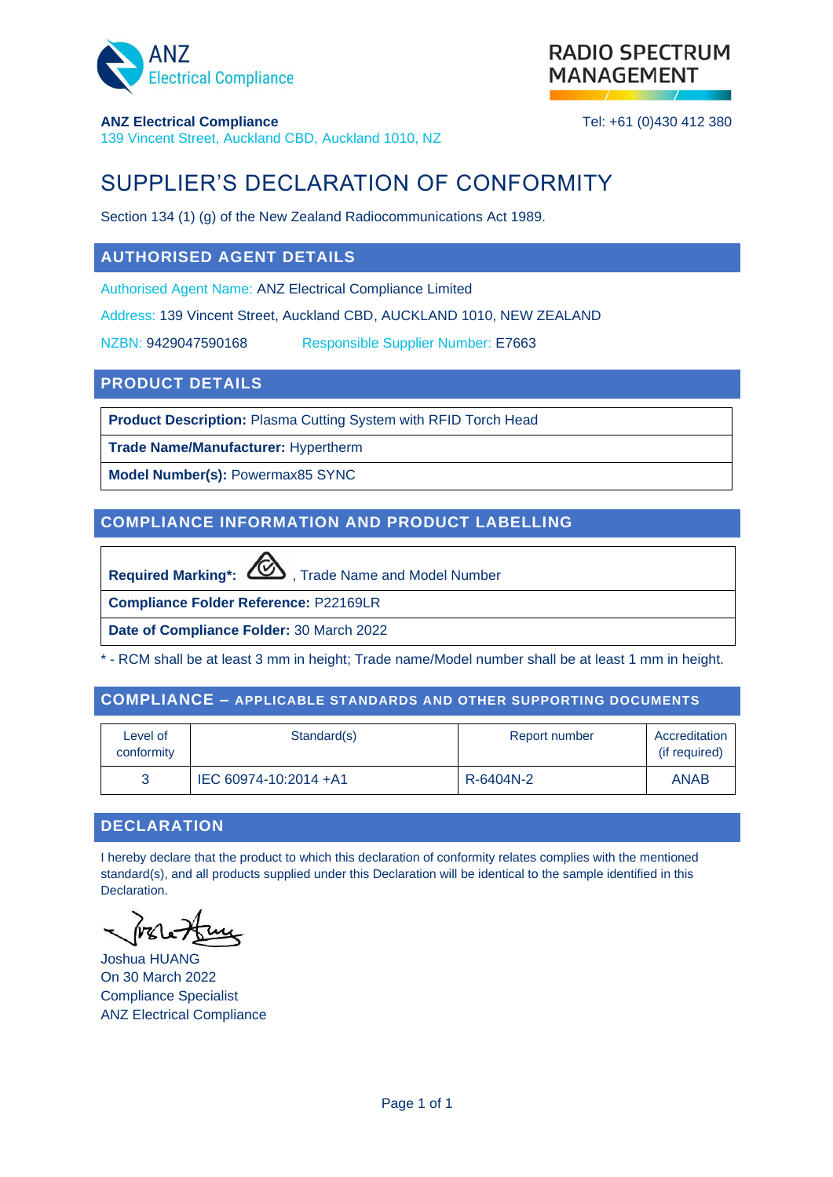ANZ Electrical Compliance

RADIO SPECTRUM MANAGEMENT

**ANZ Electrical Compliance**
139 Vincent Street, Auckland CBD, Auckland 1010, NZ

Tel: +61 (0)430 412 380

# SUPPLIER'S DECLARATION OF CONFORMITY

Section 134 (1) (g) of the New Zealand Radiocommunications Act 1989.

## AUTHORISED AGENT DETAILS

Authorised Agent Name: ANZ Electrical Compliance Limited

Address: 139 Vincent Street, Auckland CBD, AUCKLAND 1010, NEW ZEALAND

NZBN: 9429047590168 Responsible Supplier Number: E7663

## PRODUCT DETAILS

| |
|---|
| **Product Description:** Plasma Cutting System with RFID Torch Head |
| **Trade Name/Manufacturer:** Hypertherm |
| **Model Number(s):** Powermax85 SYNC |

## COMPLIANCE INFORMATION AND PRODUCT LABELLING

| |
|---|
| **Required Marking*:** RCM, Trade Name and Model Number |
| **Compliance Folder Reference:** P22169LR |
| **Date of Compliance Folder:** 30 March 2022 |

* - RCM shall be at least 3 mm in height; Trade name/Model number shall be at least 1 mm in height.

## COMPLIANCE – APPLICABLE STANDARDS AND OTHER SUPPORTING DOCUMENTS

| Level of conformity | Standard(s) | Report number | Accreditation (if required) |
|---|---|---|---|
| 3 | IEC 60974-10:2014 +A1 | R-6404N-2 | ANAB |

## DECLARATION

I hereby declare that the product to which this declaration of conformity relates complies with the mentioned standard(s), and all products supplied under this Declaration will be identical to the sample identified in this Declaration.

Joshua HUANG
On 30 March 2022
Compliance Specialist
ANZ Electrical Compliance